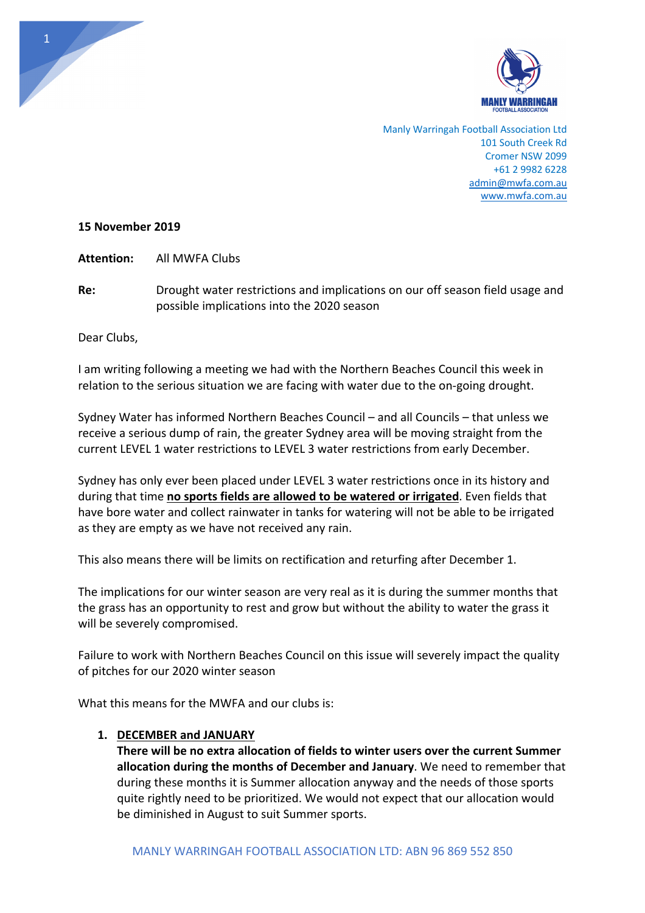Manly Warringah Football Association Ltd
101 South Creek Rd
Cromer NSW 2099
+61 2 9982 6228
admin@mwfa.com.au
www.mwfa.com.au

**15 November 2019**

**Attention:** All MWFA Clubs

**Re:** Drought water restrictions and implications on our off season field usage and possible implications into the 2020 season

Dear Clubs,

I am writing following a meeting we had with the Northern Beaches Council this week in relation to the serious situation we are facing with water due to the on-going drought.

Sydney Water has informed Northern Beaches Council – and all Councils – that unless we receive a serious dump of rain, the greater Sydney area will be moving straight from the current LEVEL 1 water restrictions to LEVEL 3 water restrictions from early December.

Sydney has only ever been placed under LEVEL 3 water restrictions once in its history and during that time **no sports fields are allowed to be watered or irrigated**. Even fields that have bore water and collect rainwater in tanks for watering will not be able to be irrigated as they are empty as we have not received any rain.

This also means there will be limits on rectification and returfing after December 1.

The implications for our winter season are very real as it is during the summer months that the grass has an opportunity to rest and grow but without the ability to water the grass it will be severely compromised.

Failure to work with Northern Beaches Council on this issue will severely impact the quality of pitches for our 2020 winter season

What this means for the MWFA and our clubs is:

1. **DECEMBER and JANUARY**
   **There will be no extra allocation of fields to winter users over the current Summer allocation during the months of December and January**. We need to remember that during these months it is Summer allocation anyway and the needs of those sports quite rightly need to be prioritized. We would not expect that our allocation would be diminished in August to suit Summer sports.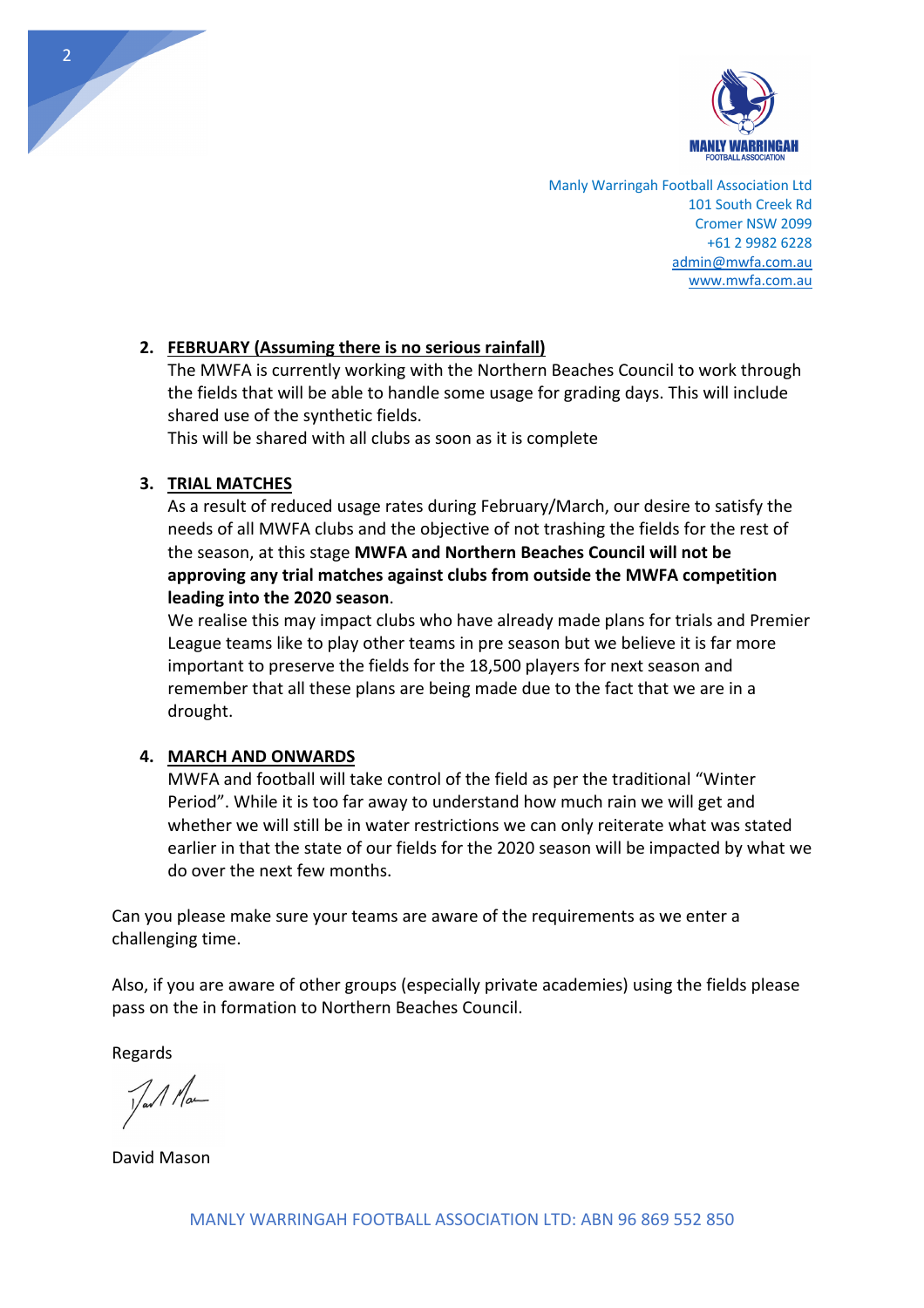Manly Warringah Football Association Ltd
101 South Creek Rd
Cromer NSW 2099
+61 2 9982 6228
admin@mwfa.com.au
www.mwfa.com.au

2. **FEBRUARY (Assuming there is no serious rainfall)**
   The MWFA is currently working with the Northern Beaches Council to work through the fields that will be able to handle some usage for grading days. This will include shared use of the synthetic fields.
   This will be shared with all clubs as soon as it is complete

3. **TRIAL MATCHES**
   As a result of reduced usage rates during February/March, our desire to satisfy the needs of all MWFA clubs and the objective of not trashing the fields for the rest of the season, at this stage **MWFA and Northern Beaches Council will not be approving any trial matches against clubs from outside the MWFA competition leading into the 2020 season**.
   We realise this may impact clubs who have already made plans for trials and Premier League teams like to play other teams in pre season but we believe it is far more important to preserve the fields for the 18,500 players for next season and remember that all these plans are being made due to the fact that we are in a drought.

4. **MARCH AND ONWARDS**
   MWFA and football will take control of the field as per the traditional "Winter Period". While it is too far away to understand how much rain we will get and whether we will still be in water restrictions we can only reiterate what was stated earlier in that the state of our fields for the 2020 season will be impacted by what we do over the next few months.

Can you please make sure your teams are aware of the requirements as we enter a challenging time.

Also, if you are aware of other groups (especially private academies) using the fields please pass on the in formation to Northern Beaches Council.

Regards

David Mason

MANLY WARRINGAH FOOTBALL ASSOCIATION LTD: ABN 96 869 552 850